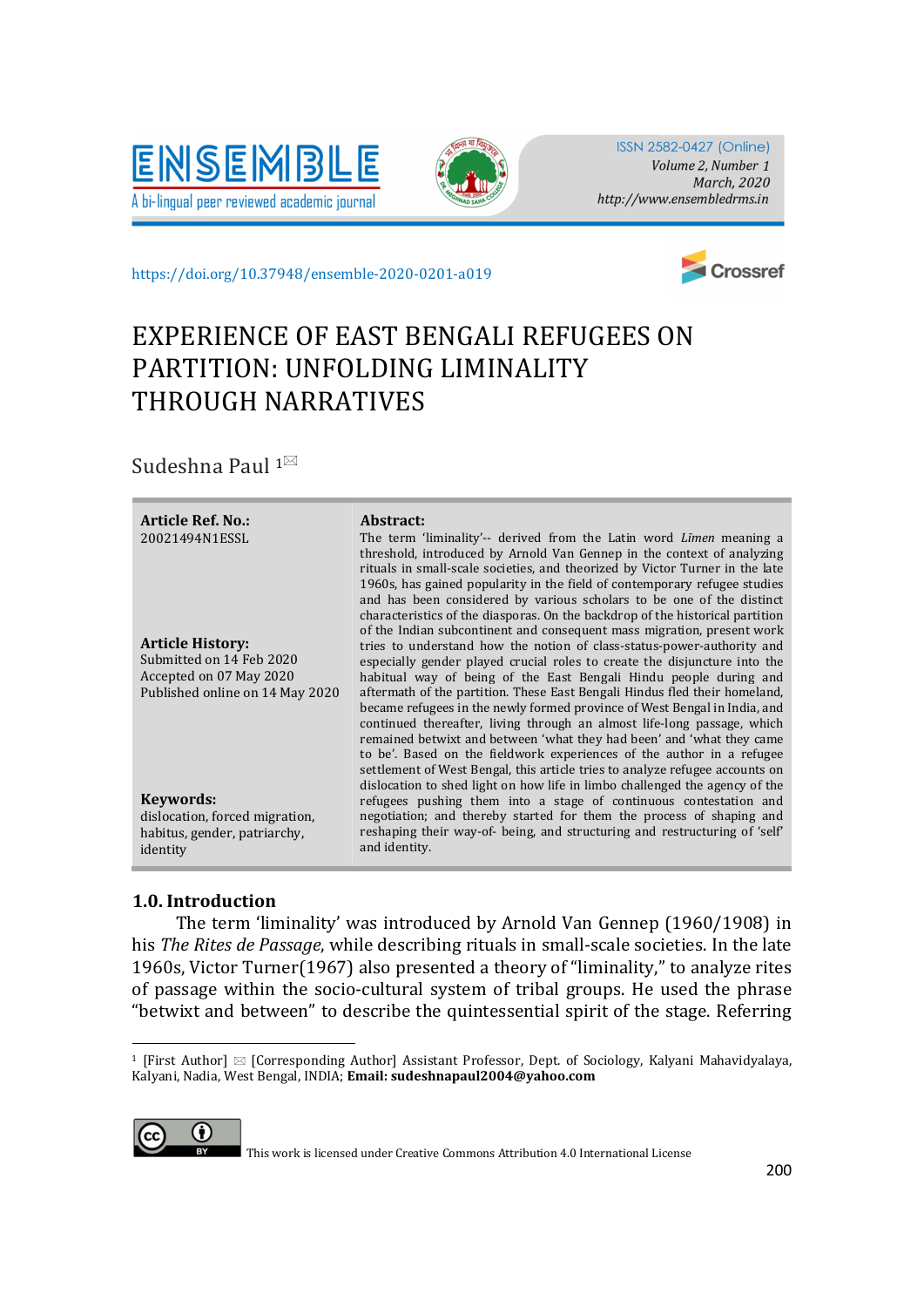https://doi.org/10.37948/ensemble-2020-0201-a019

# EXPERIENCE OF EAST BENGALI REFUGEES ON PARTITION: UNFOLDING LIMINALITY THROUGH NARRATIVES

Sudeshna Paul [1]

**Article Ref. No.:**
20021494N1ESSL

**Article History:**
Submitted on 14 Feb 2020
Accepted on 07 May 2020
Published online on 14 May 2020

**Keywords:**
dislocation, forced migration, habitus, gender, patriarchy, identity

**Abstract:**
The term 'liminality'-- derived from the Latin word *Limen* meaning a threshold, introduced by Arnold Van Gennep in the context of analyzing rituals in small-scale societies, and theorized by Victor Turner in the late 1960s, has gained popularity in the field of contemporary refugee studies and has been considered by various scholars to be one of the distinct characteristics of the diasporas. On the backdrop of the historical partition of the Indian subcontinent and consequent mass migration, present work tries to understand how the notion of class-status-power-authority and especially gender played crucial roles to create the disjuncture into the habitual way of being of the East Bengali Hindu people during and aftermath of the partition. These East Bengali Hindus fled their homeland, became refugees in the newly formed province of West Bengal in India, and continued thereafter, living through an almost life-long passage, which remained betwixt and between 'what they had been' and 'what they came to be'. Based on the fieldwork experiences of the author in a refugee settlement of West Bengal, this article tries to analyze refugee accounts on dislocation to shed light on how life in limbo challenged the agency of the refugees pushing them into a stage of continuous contestation and negotiation; and thereby started for them the process of shaping and reshaping their way-of- being, and structuring and restructuring of 'self' and identity.

## 1.0. Introduction

The term 'liminality' was introduced by Arnold Van Gennep (1960/1908) in his *The Rites de Passage*, while describing rituals in small-scale societies. In the late 1960s, Victor Turner(1967) also presented a theory of "liminality," to analyze rites of passage within the socio-cultural system of tribal groups. He used the phrase "betwixt and between" to describe the quintessential spirit of the stage. Referring

[1] [First Author] ✉ [Corresponding Author] Assistant Professor, Dept. of Sociology, Kalyani Mahavidyalaya, Kalyani, Nadia, West Bengal, INDIA; **Email: sudeshnapaul2004@yahoo.com**

This work is licensed under Creative Commons Attribution 4.0 International License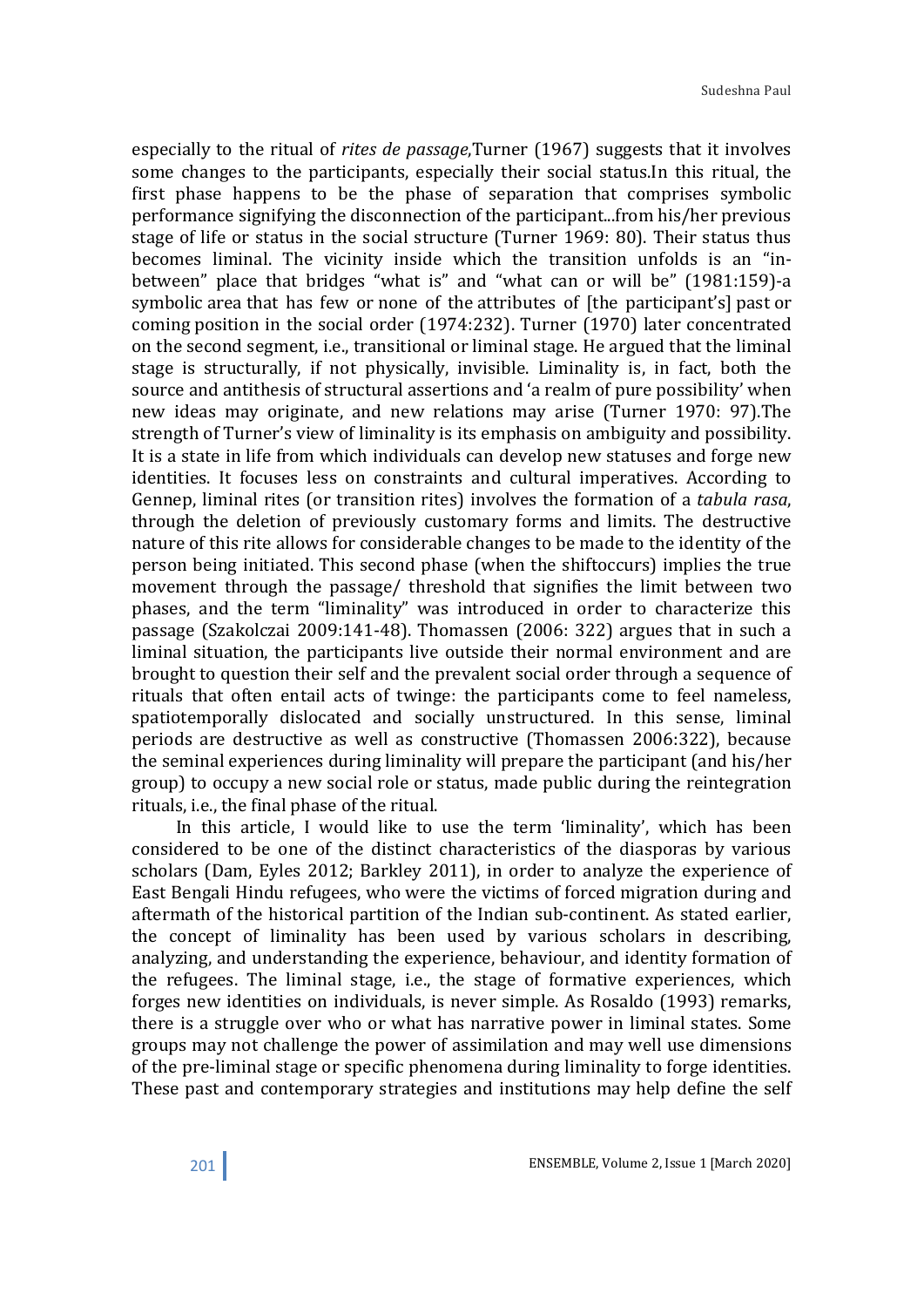especially to the ritual of *rites de passage*,Turner (1967) suggests that it involves some changes to the participants, especially their social status.In this ritual, the first phase happens to be the phase of separation that comprises symbolic performance signifying the disconnection of the participant...from his/her previous stage of life or status in the social structure (Turner 1969: 80). Their status thus becomes liminal. The vicinity inside which the transition unfolds is an "in-between" place that bridges "what is" and "what can or will be" (1981:159)-a symbolic area that has few or none of the attributes of [the participant's] past or coming position in the social order (1974:232). Turner (1970) later concentrated on the second segment, i.e., transitional or liminal stage. He argued that the liminal stage is structurally, if not physically, invisible. Liminality is, in fact, both the source and antithesis of structural assertions and 'a realm of pure possibility' when new ideas may originate, and new relations may arise (Turner 1970: 97).The strength of Turner's view of liminality is its emphasis on ambiguity and possibility. It is a state in life from which individuals can develop new statuses and forge new identities. It focuses less on constraints and cultural imperatives. According to Gennep, liminal rites (or transition rites) involves the formation of a *tabula rasa*, through the deletion of previously customary forms and limits. The destructive nature of this rite allows for considerable changes to be made to the identity of the person being initiated. This second phase (when the shiftoccurs) implies the true movement through the passage/ threshold that signifies the limit between two phases, and the term "liminality" was introduced in order to characterize this passage (Szakolczai 2009:141-48). Thomassen (2006: 322) argues that in such a liminal situation, the participants live outside their normal environment and are brought to question their self and the prevalent social order through a sequence of rituals that often entail acts of twinge: the participants come to feel nameless, spatiotemporally dislocated and socially unstructured. In this sense, liminal periods are destructive as well as constructive (Thomassen 2006:322), because the seminal experiences during liminality will prepare the participant (and his/her group) to occupy a new social role or status, made public during the reintegration rituals, i.e., the final phase of the ritual.

In this article, I would like to use the term 'liminality', which has been considered to be one of the distinct characteristics of the diasporas by various scholars (Dam, Eyles 2012; Barkley 2011), in order to analyze the experience of East Bengali Hindu refugees, who were the victims of forced migration during and aftermath of the historical partition of the Indian sub-continent. As stated earlier, the concept of liminality has been used by various scholars in describing, analyzing, and understanding the experience, behaviour, and identity formation of the refugees. The liminal stage, i.e., the stage of formative experiences, which forges new identities on individuals, is never simple. As Rosaldo (1993) remarks, there is a struggle over who or what has narrative power in liminal states. Some groups may not challenge the power of assimilation and may well use dimensions of the pre-liminal stage or specific phenomena during liminality to forge identities. These past and contemporary strategies and institutions may help define the self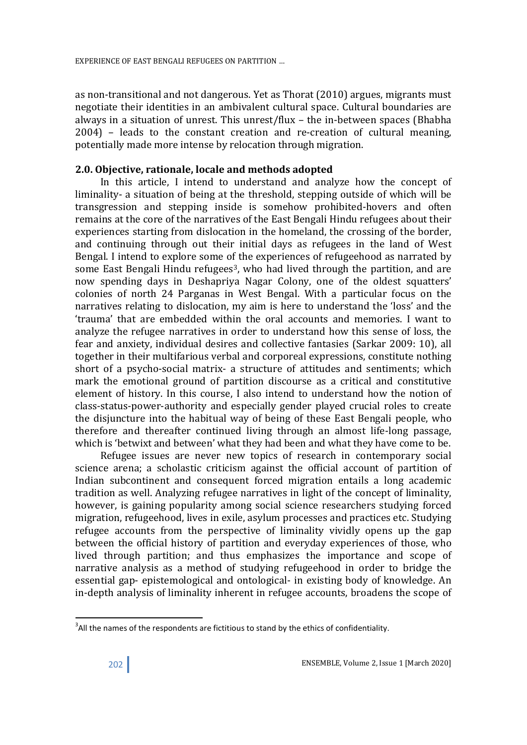as non-transitional and not dangerous. Yet as Thorat (2010) argues, migrants must negotiate their identities in an ambivalent cultural space. Cultural boundaries are always in a situation of unrest. This unrest/flux – the in-between spaces (Bhabha 2004) – leads to the constant creation and re-creation of cultural meaning, potentially made more intense by relocation through migration.

## 2.0. Objective, rationale, locale and methods adopted

In this article, I intend to understand and analyze how the concept of liminality- a situation of being at the threshold, stepping outside of which will be transgression and stepping inside is somehow prohibited-hovers and often remains at the core of the narratives of the East Bengali Hindu refugees about their experiences starting from dislocation in the homeland, the crossing of the border, and continuing through out their initial days as refugees in the land of West Bengal. I intend to explore some of the experiences of refugeehood as narrated by some East Bengali Hindu refugees[3], who had lived through the partition, and are now spending days in Deshapriya Nagar Colony, one of the oldest squatters' colonies of north 24 Parganas in West Bengal. With a particular focus on the narratives relating to dislocation, my aim is here to understand the 'loss' and the 'trauma' that are embedded within the oral accounts and memories. I want to analyze the refugee narratives in order to understand how this sense of loss, the fear and anxiety, individual desires and collective fantasies (Sarkar 2009: 10), all together in their multifarious verbal and corporeal expressions, constitute nothing short of a psycho-social matrix- a structure of attitudes and sentiments; which mark the emotional ground of partition discourse as a critical and constitutive element of history. In this course, I also intend to understand how the notion of class-status-power-authority and especially gender played crucial roles to create the disjuncture into the habitual way of being of these East Bengali people, who therefore and thereafter continued living through an almost life-long passage, which is 'betwixt and between' what they had been and what they have come to be.

Refugee issues are never new topics of research in contemporary social science arena; a scholastic criticism against the official account of partition of Indian subcontinent and consequent forced migration entails a long academic tradition as well. Analyzing refugee narratives in light of the concept of liminality, however, is gaining popularity among social science researchers studying forced migration, refugeehood, lives in exile, asylum processes and practices etc. Studying refugee accounts from the perspective of liminality vividly opens up the gap between the official history of partition and everyday experiences of those, who lived through partition; and thus emphasizes the importance and scope of narrative analysis as a method of studying refugeehood in order to bridge the essential gap- epistemological and ontological- in existing body of knowledge. An in-depth analysis of liminality inherent in refugee accounts, broadens the scope of

[3] All the names of the respondents are fictitious to stand by the ethics of confidentiality.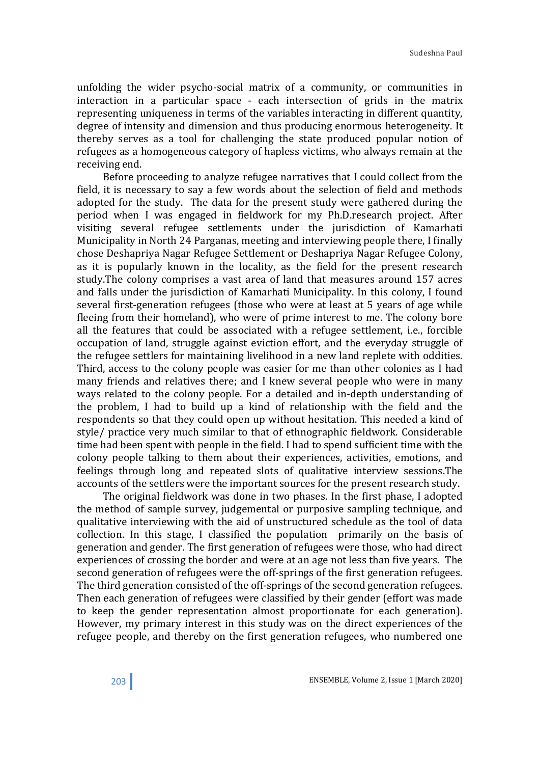unfolding the wider psycho-social matrix of a community, or communities in interaction in a particular space - each intersection of grids in the matrix representing uniqueness in terms of the variables interacting in different quantity, degree of intensity and dimension and thus producing enormous heterogeneity. It thereby serves as a tool for challenging the state produced popular notion of refugees as a homogeneous category of hapless victims, who always remain at the receiving end.

Before proceeding to analyze refugee narratives that I could collect from the field, it is necessary to say a few words about the selection of field and methods adopted for the study. The data for the present study were gathered during the period when I was engaged in fieldwork for my Ph.D.research project. After visiting several refugee settlements under the jurisdiction of Kamarhati Municipality in North 24 Parganas, meeting and interviewing people there, I finally chose Deshapriya Nagar Refugee Settlement or Deshapriya Nagar Refugee Colony, as it is popularly known in the locality, as the field for the present research study.The colony comprises a vast area of land that measures around 157 acres and falls under the jurisdiction of Kamarhati Municipality. In this colony, I found several first-generation refugees (those who were at least at 5 years of age while fleeing from their homeland), who were of prime interest to me. The colony bore all the features that could be associated with a refugee settlement, i.e., forcible occupation of land, struggle against eviction effort, and the everyday struggle of the refugee settlers for maintaining livelihood in a new land replete with oddities. Third, access to the colony people was easier for me than other colonies as I had many friends and relatives there; and I knew several people who were in many ways related to the colony people. For a detailed and in-depth understanding of the problem, I had to build up a kind of relationship with the field and the respondents so that they could open up without hesitation. This needed a kind of style/ practice very much similar to that of ethnographic fieldwork. Considerable time had been spent with people in the field. I had to spend sufficient time with the colony people talking to them about their experiences, activities, emotions, and feelings through long and repeated slots of qualitative interview sessions.The accounts of the settlers were the important sources for the present research study.

The original fieldwork was done in two phases. In the first phase, I adopted the method of sample survey, judgemental or purposive sampling technique, and qualitative interviewing with the aid of unstructured schedule as the tool of data collection. In this stage, I classified the population primarily on the basis of generation and gender. The first generation of refugees were those, who had direct experiences of crossing the border and were at an age not less than five years. The second generation of refugees were the off-springs of the first generation refugees. The third generation consisted of the off-springs of the second generation refugees. Then each generation of refugees were classified by their gender (effort was made to keep the gender representation almost proportionate for each generation). However, my primary interest in this study was on the direct experiences of the refugee people, and thereby on the first generation refugees, who numbered one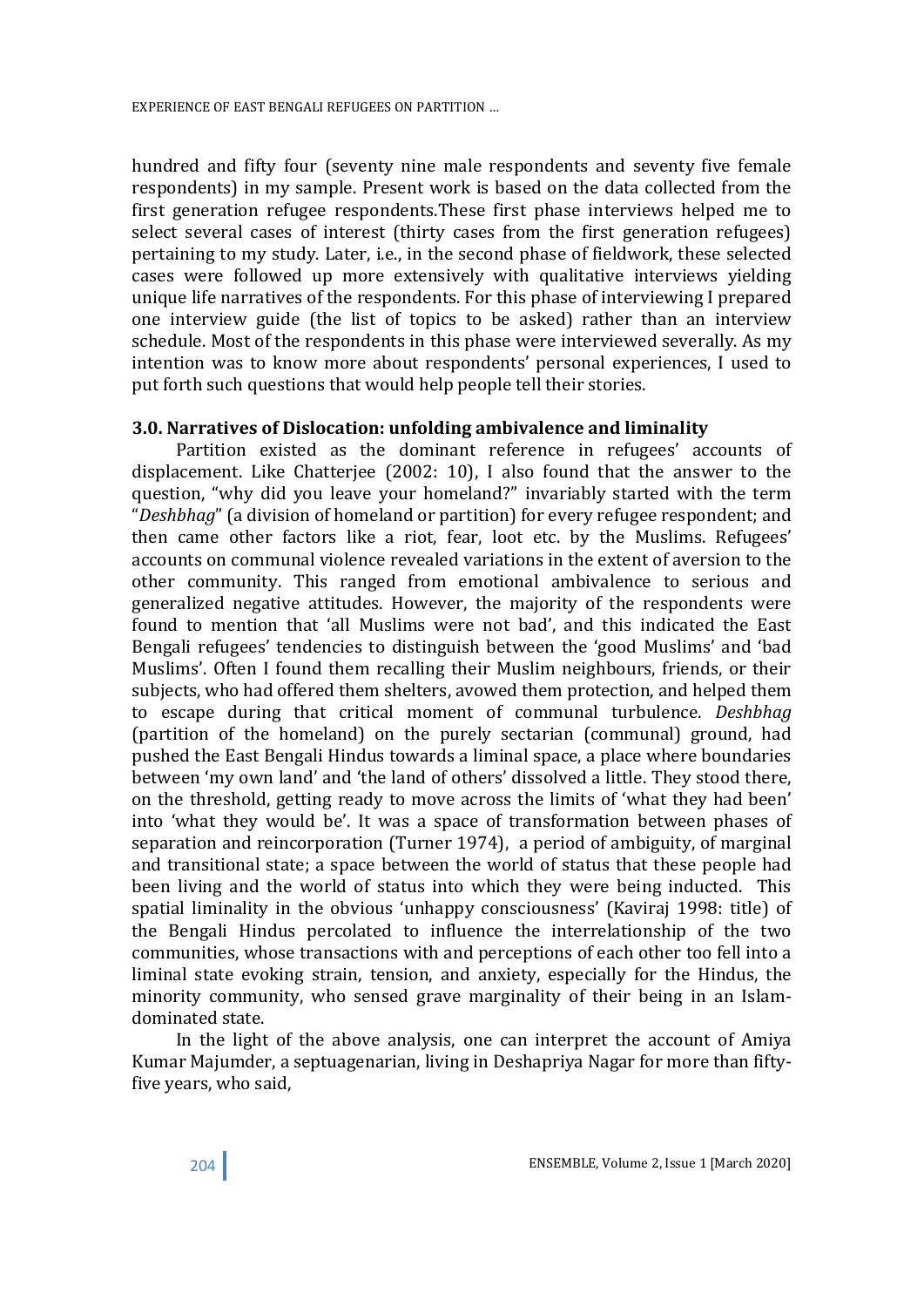hundred and fifty four (seventy nine male respondents and seventy five female respondents) in my sample. Present work is based on the data collected from the first generation refugee respondents.These first phase interviews helped me to select several cases of interest (thirty cases from the first generation refugees) pertaining to my study. Later, i.e., in the second phase of fieldwork, these selected cases were followed up more extensively with qualitative interviews yielding unique life narratives of the respondents. For this phase of interviewing I prepared one interview guide (the list of topics to be asked) rather than an interview schedule. Most of the respondents in this phase were interviewed severally. As my intention was to know more about respondents' personal experiences, I used to put forth such questions that would help people tell their stories.

### 3.0. Narratives of Dislocation: unfolding ambivalence and liminality

Partition existed as the dominant reference in refugees' accounts of displacement. Like Chatterjee (2002: 10), I also found that the answer to the question, "why did you leave your homeland?" invariably started with the term "*Deshbhag*" (a division of homeland or partition) for every refugee respondent; and then came other factors like a riot, fear, loot etc. by the Muslims. Refugees' accounts on communal violence revealed variations in the extent of aversion to the other community. This ranged from emotional ambivalence to serious and generalized negative attitudes. However, the majority of the respondents were found to mention that 'all Muslims were not bad', and this indicated the East Bengali refugees' tendencies to distinguish between the 'good Muslims' and 'bad Muslims'. Often I found them recalling their Muslim neighbours, friends, or their subjects, who had offered them shelters, avowed them protection, and helped them to escape during that critical moment of communal turbulence. *Deshbhag* (partition of the homeland) on the purely sectarian (communal) ground, had pushed the East Bengali Hindus towards a liminal space, a place where boundaries between 'my own land' and 'the land of others' dissolved a little. They stood there, on the threshold, getting ready to move across the limits of 'what they had been' into 'what they would be'. It was a space of transformation between phases of separation and reincorporation (Turner 1974), a period of ambiguity, of marginal and transitional state; a space between the world of status that these people had been living and the world of status into which they were being inducted. This spatial liminality in the obvious 'unhappy consciousness' (Kaviraj 1998: title) of the Bengali Hindus percolated to influence the interrelationship of the two communities, whose transactions with and perceptions of each other too fell into a liminal state evoking strain, tension, and anxiety, especially for the Hindus, the minority community, who sensed grave marginality of their being in an Islam-dominated state.

In the light of the above analysis, one can interpret the account of Amiya Kumar Majumder, a septuagenarian, living in Deshapriya Nagar for more than fifty-five years, who said,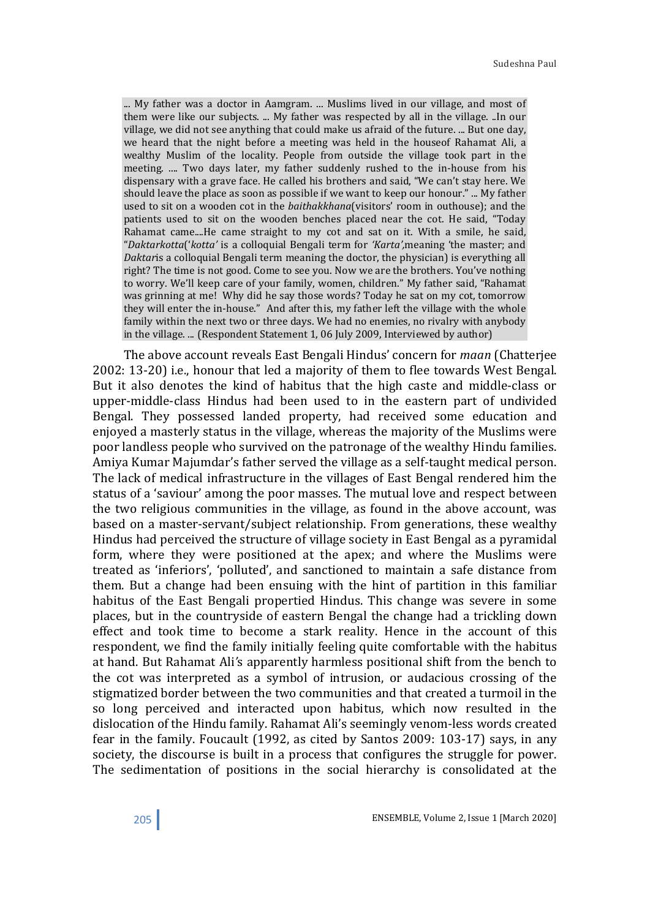> ... My father was a doctor in Aamgram. ... Muslims lived in our village, and most of them were like our subjects. ... My father was respected by all in the village. ..In our village, we did not see anything that could make us afraid of the future. ... But one day, we heard that the night before a meeting was held in the houseof Rahamat Ali, a wealthy Muslim of the locality. People from outside the village took part in the meeting. .... Two days later, my father suddenly rushed to the in-house from his dispensary with a grave face. He called his brothers and said, "We can't stay here. We should leave the place as soon as possible if we want to keep our honour." ... My father used to sit on a wooden cot in the *baithakkhana*(visitors' room in outhouse); and the patients used to sit on the wooden benches placed near the cot. He said, "Today Rahamat came....He came straight to my cot and sat on it. With a smile, he said, "*Daktarkotta*('*kotta'* is a colloquial Bengali term for *'Karta',*meaning 'the master; and *Daktar*is a colloquial Bengali term meaning the doctor, the physician) is everything all right? The time is not good. Come to see you. Now we are the brothers. You've nothing to worry. We'll keep care of your family, women, children." My father said, "Rahamat was grinning at me! Why did he say those words? Today he sat on my cot, tomorrow they will enter the in-house." And after this, my father left the village with the whole family within the next two or three days. We had no enemies, no rivalry with anybody in the village. ... (Respondent Statement 1, 06 July 2009, Interviewed by author)

The above account reveals East Bengali Hindus' concern for *maan* (Chatterjee 2002: 13-20) i.e., honour that led a majority of them to flee towards West Bengal. But it also denotes the kind of habitus that the high caste and middle-class or upper-middle-class Hindus had been used to in the eastern part of undivided Bengal. They possessed landed property, had received some education and enjoyed a masterly status in the village, whereas the majority of the Muslims were poor landless people who survived on the patronage of the wealthy Hindu families. Amiya Kumar Majumdar's father served the village as a self-taught medical person. The lack of medical infrastructure in the villages of East Bengal rendered him the status of a 'saviour' among the poor masses. The mutual love and respect between the two religious communities in the village, as found in the above account, was based on a master-servant/subject relationship. From generations, these wealthy Hindus had perceived the structure of village society in East Bengal as a pyramidal form, where they were positioned at the apex; and where the Muslims were treated as 'inferiors', 'polluted', and sanctioned to maintain a safe distance from them. But a change had been ensuing with the hint of partition in this familiar habitus of the East Bengali propertied Hindus. This change was severe in some places, but in the countryside of eastern Bengal the change had a trickling down effect and took time to become a stark reality. Hence in the account of this respondent, we find the family initially feeling quite comfortable with the habitus at hand. But Rahamat Ali's apparently harmless positional shift from the bench to the cot was interpreted as a symbol of intrusion, or audacious crossing of the stigmatized border between the two communities and that created a turmoil in the so long perceived and interacted upon habitus, which now resulted in the dislocation of the Hindu family. Rahamat Ali's seemingly venom-less words created fear in the family. Foucault (1992, as cited by Santos 2009: 103-17) says, in any society, the discourse is built in a process that configures the struggle for power. The sedimentation of positions in the social hierarchy is consolidated at the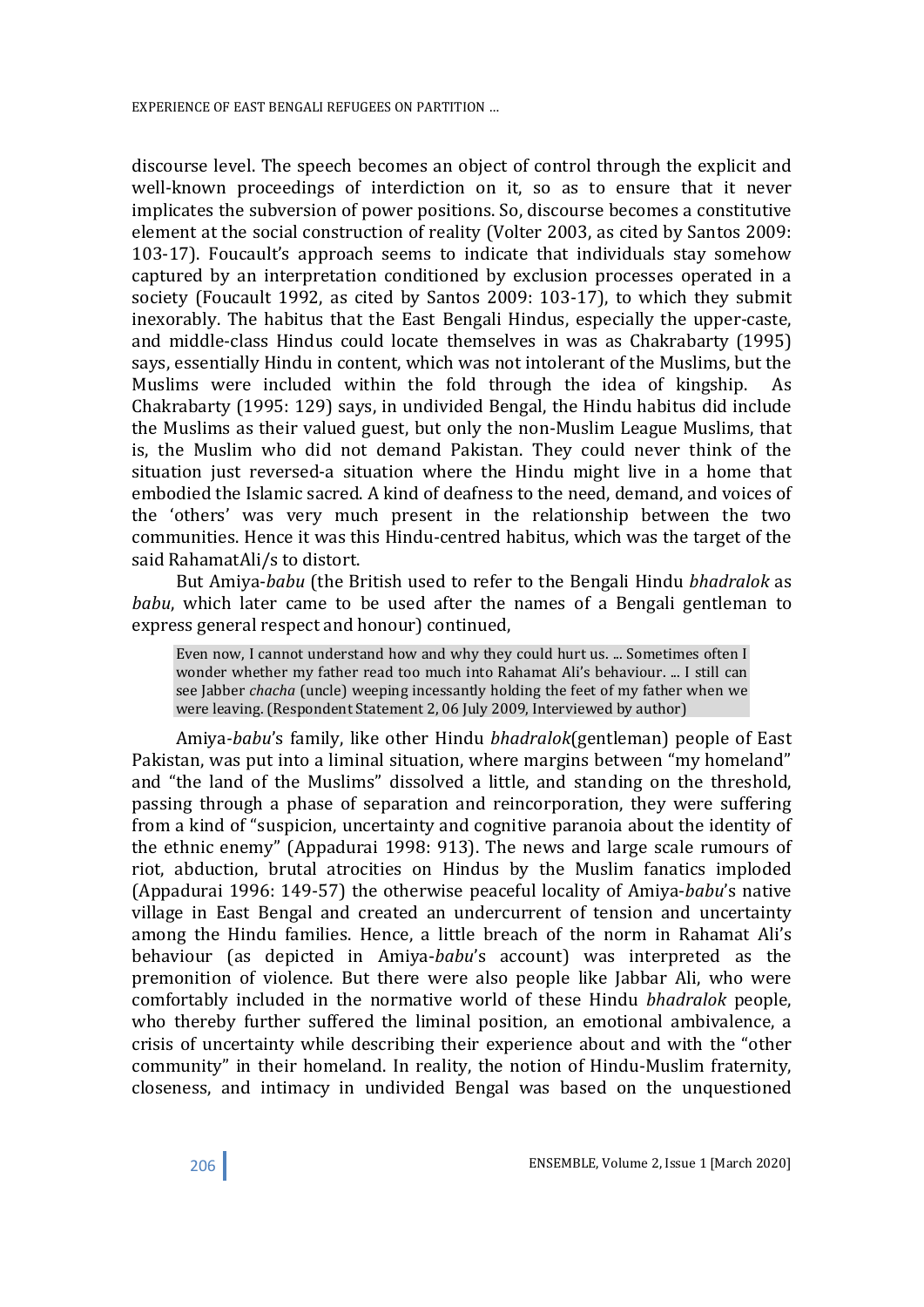discourse level. The speech becomes an object of control through the explicit and well-known proceedings of interdiction on it, so as to ensure that it never implicates the subversion of power positions. So, discourse becomes a constitutive element at the social construction of reality (Volter 2003, as cited by Santos 2009: 103-17). Foucault's approach seems to indicate that individuals stay somehow captured by an interpretation conditioned by exclusion processes operated in a society (Foucault 1992, as cited by Santos 2009: 103-17), to which they submit inexorably. The habitus that the East Bengali Hindus, especially the upper-caste, and middle-class Hindus could locate themselves in was as Chakrabarty (1995) says, essentially Hindu in content, which was not intolerant of the Muslims, but the Muslims were included within the fold through the idea of kingship. As Chakrabarty (1995: 129) says, in undivided Bengal, the Hindu habitus did include the Muslims as their valued guest, but only the non-Muslim League Muslims, that is, the Muslim who did not demand Pakistan. They could never think of the situation just reversed-a situation where the Hindu might live in a home that embodied the Islamic sacred. A kind of deafness to the need, demand, and voices of the 'others' was very much present in the relationship between the two communities. Hence it was this Hindu-centred habitus, which was the target of the said RahamatAli/s to distort.

But Amiya-*babu* (the British used to refer to the Bengali Hindu *bhadralok* as *babu*, which later came to be used after the names of a Bengali gentleman to express general respect and honour) continued,

> Even now, I cannot understand how and why they could hurt us. ... Sometimes often I wonder whether my father read too much into Rahamat Ali's behaviour. ... I still can see Jabber *chacha* (uncle) weeping incessantly holding the feet of my father when we were leaving. (Respondent Statement 2, 06 July 2009, Interviewed by author)

Amiya-*babu*'s family, like other Hindu *bhadralok*(gentleman) people of East Pakistan, was put into a liminal situation, where margins between "my homeland" and "the land of the Muslims" dissolved a little, and standing on the threshold, passing through a phase of separation and reincorporation, they were suffering from a kind of "suspicion, uncertainty and cognitive paranoia about the identity of the ethnic enemy" (Appadurai 1998: 913). The news and large scale rumours of riot, abduction, brutal atrocities on Hindus by the Muslim fanatics imploded (Appadurai 1996: 149-57) the otherwise peaceful locality of Amiya-*babu*'s native village in East Bengal and created an undercurrent of tension and uncertainty among the Hindu families. Hence, a little breach of the norm in Rahamat Ali's behaviour (as depicted in Amiya-*babu*'s account) was interpreted as the premonition of violence. But there were also people like Jabbar Ali, who were comfortably included in the normative world of these Hindu *bhadralok* people, who thereby further suffered the liminal position, an emotional ambivalence, a crisis of uncertainty while describing their experience about and with the "other community" in their homeland. In reality, the notion of Hindu-Muslim fraternity, closeness, and intimacy in undivided Bengal was based on the unquestioned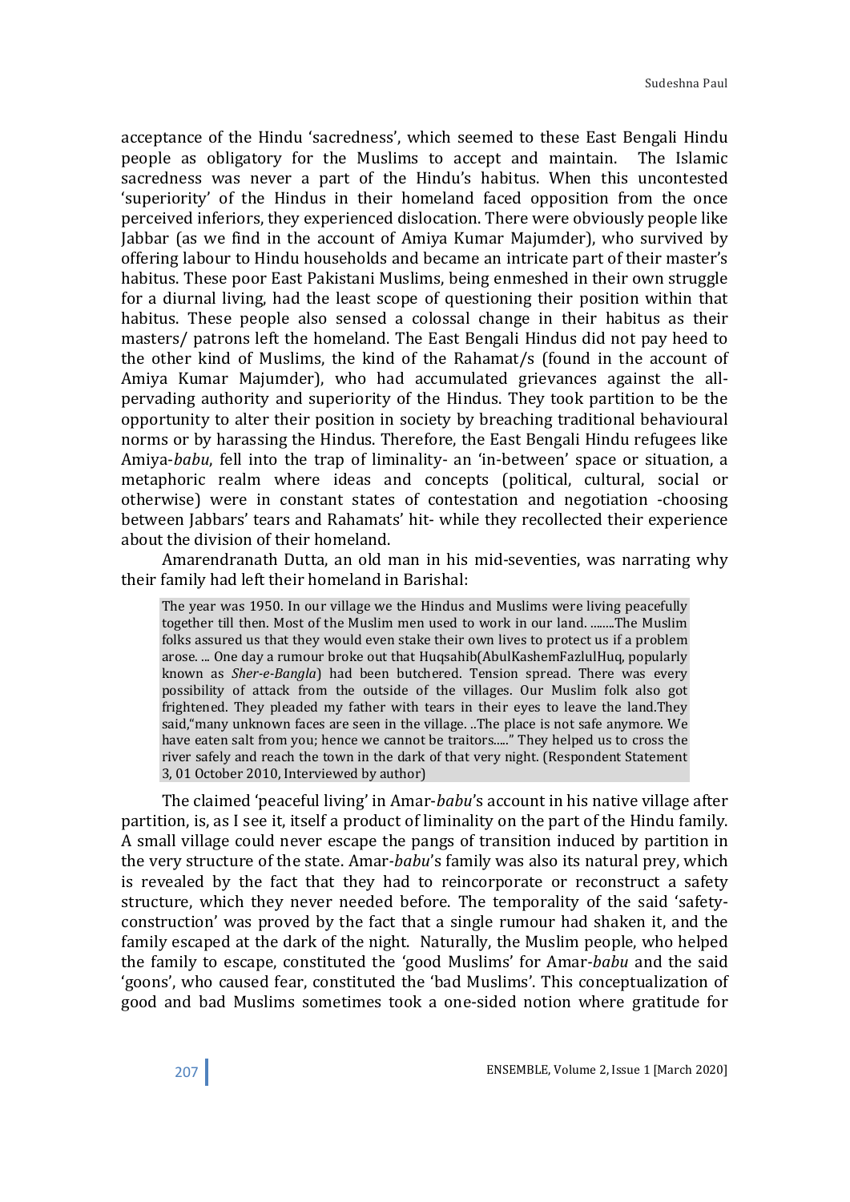acceptance of the Hindu 'sacredness', which seemed to these East Bengali Hindu people as obligatory for the Muslims to accept and maintain. The Islamic sacredness was never a part of the Hindu's habitus. When this uncontested 'superiority' of the Hindus in their homeland faced opposition from the once perceived inferiors, they experienced dislocation. There were obviously people like Jabbar (as we find in the account of Amiya Kumar Majumder), who survived by offering labour to Hindu households and became an intricate part of their master's habitus. These poor East Pakistani Muslims, being enmeshed in their own struggle for a diurnal living, had the least scope of questioning their position within that habitus. These people also sensed a colossal change in their habitus as their masters/ patrons left the homeland. The East Bengali Hindus did not pay heed to the other kind of Muslims, the kind of the Rahamat/s (found in the account of Amiya Kumar Majumder), who had accumulated grievances against the all-pervading authority and superiority of the Hindus. They took partition to be the opportunity to alter their position in society by breaching traditional behavioural norms or by harassing the Hindus. Therefore, the East Bengali Hindu refugees like Amiya-*babu*, fell into the trap of liminality- an 'in-between' space or situation, a metaphoric realm where ideas and concepts (political, cultural, social or otherwise) were in constant states of contestation and negotiation -choosing between Jabbars' tears and Rahamats' hit- while they recollected their experience about the division of their homeland.

Amarendranath Dutta, an old man in his mid-seventies, was narrating why their family had left their homeland in Barishal:

> The year was 1950. In our village we the Hindus and Muslims were living peacefully together till then. Most of the Muslim men used to work in our land. ........The Muslim folks assured us that they would even stake their own lives to protect us if a problem arose. ... One day a rumour broke out that Huqsahib(AbulKashemFazlulHuq, popularly known as *Sher-e-Bangla*) had been butchered. Tension spread. There was every possibility of attack from the outside of the villages. Our Muslim folk also got frightened. They pleaded my father with tears in their eyes to leave the land.They said,"many unknown faces are seen in the village. ..The place is not safe anymore. We have eaten salt from you; hence we cannot be traitors....." They helped us to cross the river safely and reach the town in the dark of that very night. (Respondent Statement 3, 01 October 2010, Interviewed by author)

The claimed 'peaceful living' in Amar-*babu*'s account in his native village after partition, is, as I see it, itself a product of liminality on the part of the Hindu family. A small village could never escape the pangs of transition induced by partition in the very structure of the state. Amar-*babu*'s family was also its natural prey, which is revealed by the fact that they had to reincorporate or reconstruct a safety structure, which they never needed before. The temporality of the said 'safety-construction' was proved by the fact that a single rumour had shaken it, and the family escaped at the dark of the night. Naturally, the Muslim people, who helped the family to escape, constituted the 'good Muslims' for Amar-*babu* and the said 'goons', who caused fear, constituted the 'bad Muslims'. This conceptualization of good and bad Muslims sometimes took a one-sided notion where gratitude for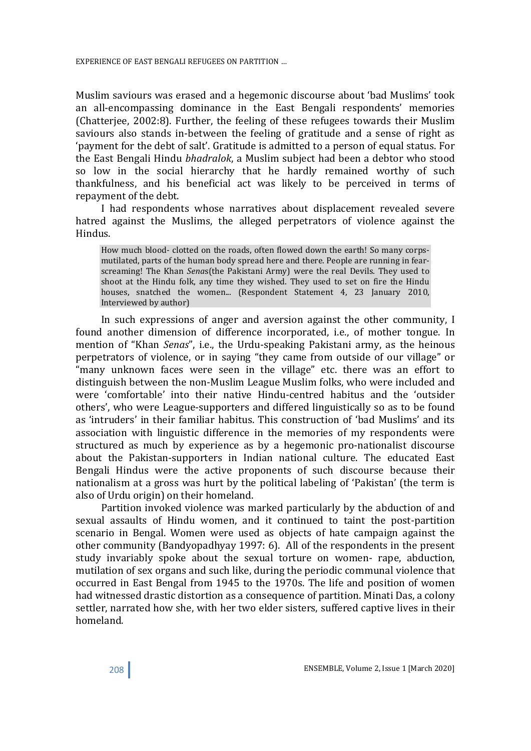Muslim saviours was erased and a hegemonic discourse about 'bad Muslims' took an all-encompassing dominance in the East Bengali respondents' memories (Chatterjee, 2002:8). Further, the feeling of these refugees towards their Muslim saviours also stands in-between the feeling of gratitude and a sense of right as 'payment for the debt of salt'. Gratitude is admitted to a person of equal status. For the East Bengali Hindu *bhadralok*, a Muslim subject had been a debtor who stood so low in the social hierarchy that he hardly remained worthy of such thankfulness, and his beneficial act was likely to be perceived in terms of repayment of the debt.

I had respondents whose narratives about displacement revealed severe hatred against the Muslims, the alleged perpetrators of violence against the Hindus.

> How much blood- clotted on the roads, often flowed down the earth! So many corps- mutilated, parts of the human body spread here and there. People are running in fear- screaming! The Khan *Senas*(the Pakistani Army) were the real Devils. They used to shoot at the Hindu folk, any time they wished. They used to set on fire the Hindu houses, snatched the women... (Respondent Statement 4, 23 January 2010, Interviewed by author)

In such expressions of anger and aversion against the other community, I found another dimension of difference incorporated, i.e., of mother tongue. In mention of "Khan *Senas*", i.e., the Urdu-speaking Pakistani army, as the heinous perpetrators of violence, or in saying "they came from outside of our village" or "many unknown faces were seen in the village" etc. there was an effort to distinguish between the non-Muslim League Muslim folks, who were included and were 'comfortable' into their native Hindu-centred habitus and the 'outsider others', who were League-supporters and differed linguistically so as to be found as 'intruders' in their familiar habitus. This construction of 'bad Muslims' and its association with linguistic difference in the memories of my respondents were structured as much by experience as by a hegemonic pro-nationalist discourse about the Pakistan-supporters in Indian national culture. The educated East Bengali Hindus were the active proponents of such discourse because their nationalism at a gross was hurt by the political labeling of 'Pakistan' (the term is also of Urdu origin) on their homeland.

Partition invoked violence was marked particularly by the abduction of and sexual assaults of Hindu women, and it continued to taint the post-partition scenario in Bengal. Women were used as objects of hate campaign against the other community (Bandyopadhyay 1997: 6). All of the respondents in the present study invariably spoke about the sexual torture on women- rape, abduction, mutilation of sex organs and such like, during the periodic communal violence that occurred in East Bengal from 1945 to the 1970s. The life and position of women had witnessed drastic distortion as a consequence of partition. Minati Das, a colony settler, narrated how she, with her two elder sisters, suffered captive lives in their homeland.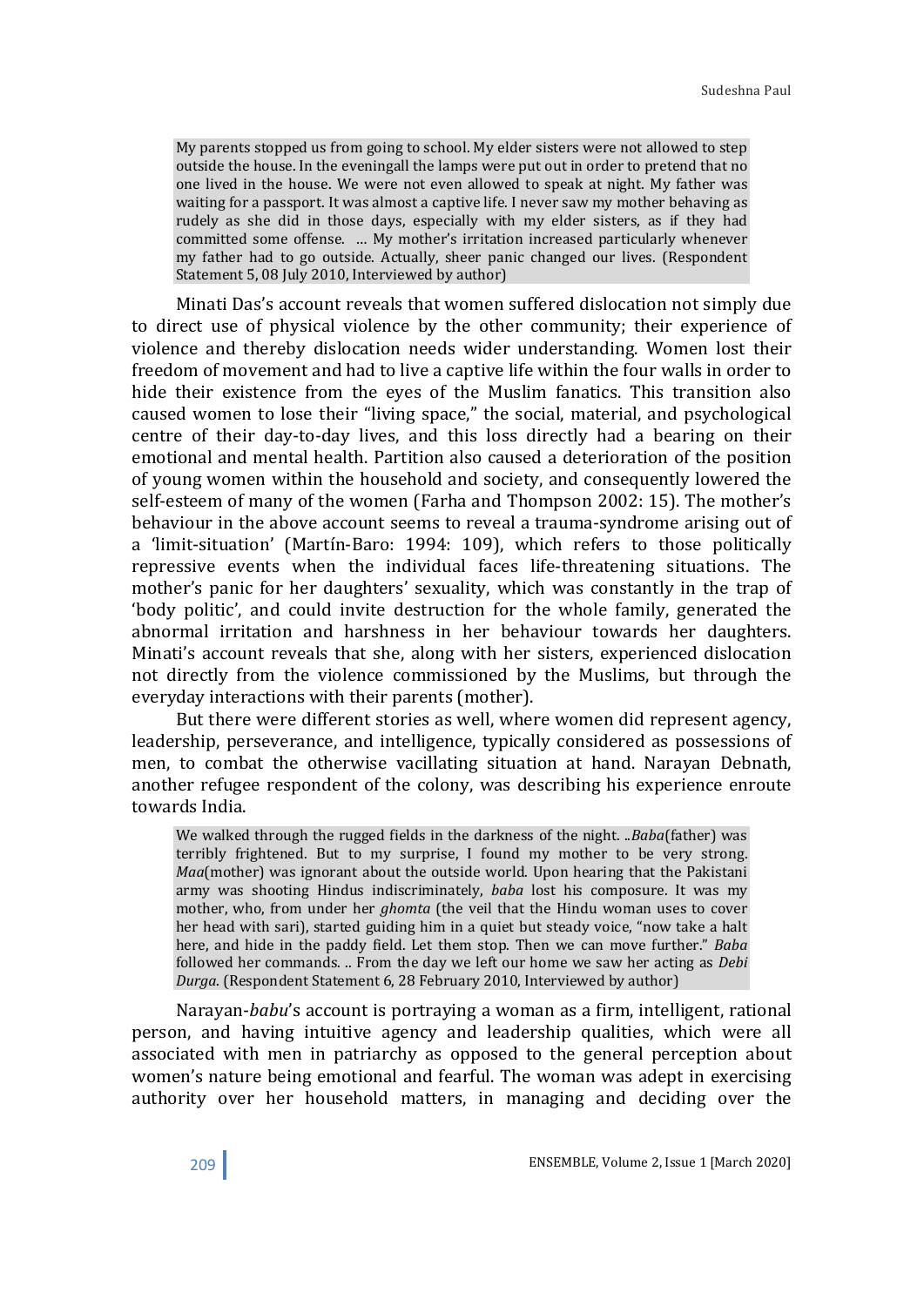> My parents stopped us from going to school. My elder sisters were not allowed to step outside the house. In the eveningall the lamps were put out in order to pretend that no one lived in the house. We were not even allowed to speak at night. My father was waiting for a passport. It was almost a captive life. I never saw my mother behaving as rudely as she did in those days, especially with my elder sisters, as if they had committed some offense. … My mother's irritation increased particularly whenever my father had to go outside. Actually, sheer panic changed our lives. (Respondent Statement 5, 08 July 2010, Interviewed by author)

Minati Das's account reveals that women suffered dislocation not simply due to direct use of physical violence by the other community; their experience of violence and thereby dislocation needs wider understanding. Women lost their freedom of movement and had to live a captive life within the four walls in order to hide their existence from the eyes of the Muslim fanatics. This transition also caused women to lose their "living space," the social, material, and psychological centre of their day-to-day lives, and this loss directly had a bearing on their emotional and mental health. Partition also caused a deterioration of the position of young women within the household and society, and consequently lowered the self-esteem of many of the women (Farha and Thompson 2002: 15). The mother's behaviour in the above account seems to reveal a trauma-syndrome arising out of a 'limit-situation' (Martín-Baro: 1994: 109), which refers to those politically repressive events when the individual faces life-threatening situations. The mother's panic for her daughters' sexuality, which was constantly in the trap of 'body politic', and could invite destruction for the whole family, generated the abnormal irritation and harshness in her behaviour towards her daughters. Minati's account reveals that she, along with her sisters, experienced dislocation not directly from the violence commissioned by the Muslims, but through the everyday interactions with their parents (mother).

But there were different stories as well, where women did represent agency, leadership, perseverance, and intelligence, typically considered as possessions of men, to combat the otherwise vacillating situation at hand. Narayan Debnath, another refugee respondent of the colony, was describing his experience enroute towards India.

> We walked through the rugged fields in the darkness of the night. ..*Baba*(father) was terribly frightened. But to my surprise, I found my mother to be very strong. *Maa*(mother) was ignorant about the outside world. Upon hearing that the Pakistani army was shooting Hindus indiscriminately, *baba* lost his composure. It was my mother, who, from under her *ghomta* (the veil that the Hindu woman uses to cover her head with sari), started guiding him in a quiet but steady voice, "now take a halt here, and hide in the paddy field. Let them stop. Then we can move further." *Baba* followed her commands. .. From the day we left our home we saw her acting as *Debi Durga*. (Respondent Statement 6, 28 February 2010, Interviewed by author)

Narayan-*babu*'s account is portraying a woman as a firm, intelligent, rational person, and having intuitive agency and leadership qualities, which were all associated with men in patriarchy as opposed to the general perception about women's nature being emotional and fearful. The woman was adept in exercising authority over her household matters, in managing and deciding over the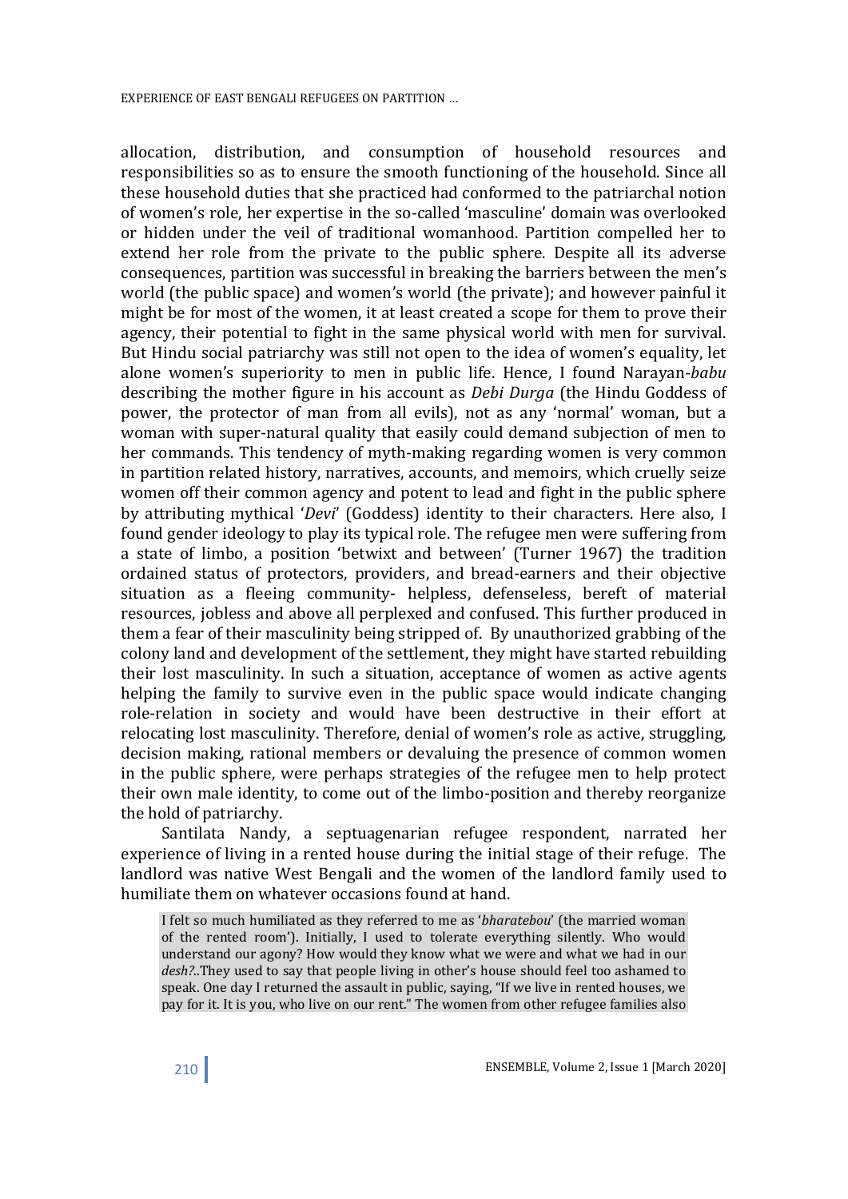allocation, distribution, and consumption of household resources and responsibilities so as to ensure the smooth functioning of the household. Since all these household duties that she practiced had conformed to the patriarchal notion of women's role, her expertise in the so-called 'masculine' domain was overlooked or hidden under the veil of traditional womanhood. Partition compelled her to extend her role from the private to the public sphere. Despite all its adverse consequences, partition was successful in breaking the barriers between the men's world (the public space) and women's world (the private); and however painful it might be for most of the women, it at least created a scope for them to prove their agency, their potential to fight in the same physical world with men for survival. But Hindu social patriarchy was still not open to the idea of women's equality, let alone women's superiority to men in public life. Hence, I found Narayan-*babu* describing the mother figure in his account as *Debi Durga* (the Hindu Goddess of power, the protector of man from all evils), not as any 'normal' woman, but a woman with super-natural quality that easily could demand subjection of men to her commands. This tendency of myth-making regarding women is very common in partition related history, narratives, accounts, and memoirs, which cruelly seize women off their common agency and potent to lead and fight in the public sphere by attributing mythical '*Devi*' (Goddess) identity to their characters. Here also, I found gender ideology to play its typical role. The refugee men were suffering from a state of limbo, a position 'betwixt and between' (Turner 1967) the tradition ordained status of protectors, providers, and bread-earners and their objective situation as a fleeing community- helpless, defenseless, bereft of material resources, jobless and above all perplexed and confused. This further produced in them a fear of their masculinity being stripped of. By unauthorized grabbing of the colony land and development of the settlement, they might have started rebuilding their lost masculinity. In such a situation, acceptance of women as active agents helping the family to survive even in the public space would indicate changing role-relation in society and would have been destructive in their effort at relocating lost masculinity. Therefore, denial of women's role as active, struggling, decision making, rational members or devaluing the presence of common women in the public sphere, were perhaps strategies of the refugee men to help protect their own male identity, to come out of the limbo-position and thereby reorganize the hold of patriarchy.

Santilata Nandy, a septuagenarian refugee respondent, narrated her experience of living in a rented house during the initial stage of their refuge. The landlord was native West Bengali and the women of the landlord family used to humiliate them on whatever occasions found at hand.

> I felt so much humiliated as they referred to me as '*bharatebou*' (the married woman of the rented room'). Initially, I used to tolerate everything silently. Who would understand our agony? How would they know what we were and what we had in our *desh?*..They used to say that people living in other's house should feel too ashamed to speak. One day I returned the assault in public, saying, "If we live in rented houses, we pay for it. It is you, who live on our rent." The women from other refugee families also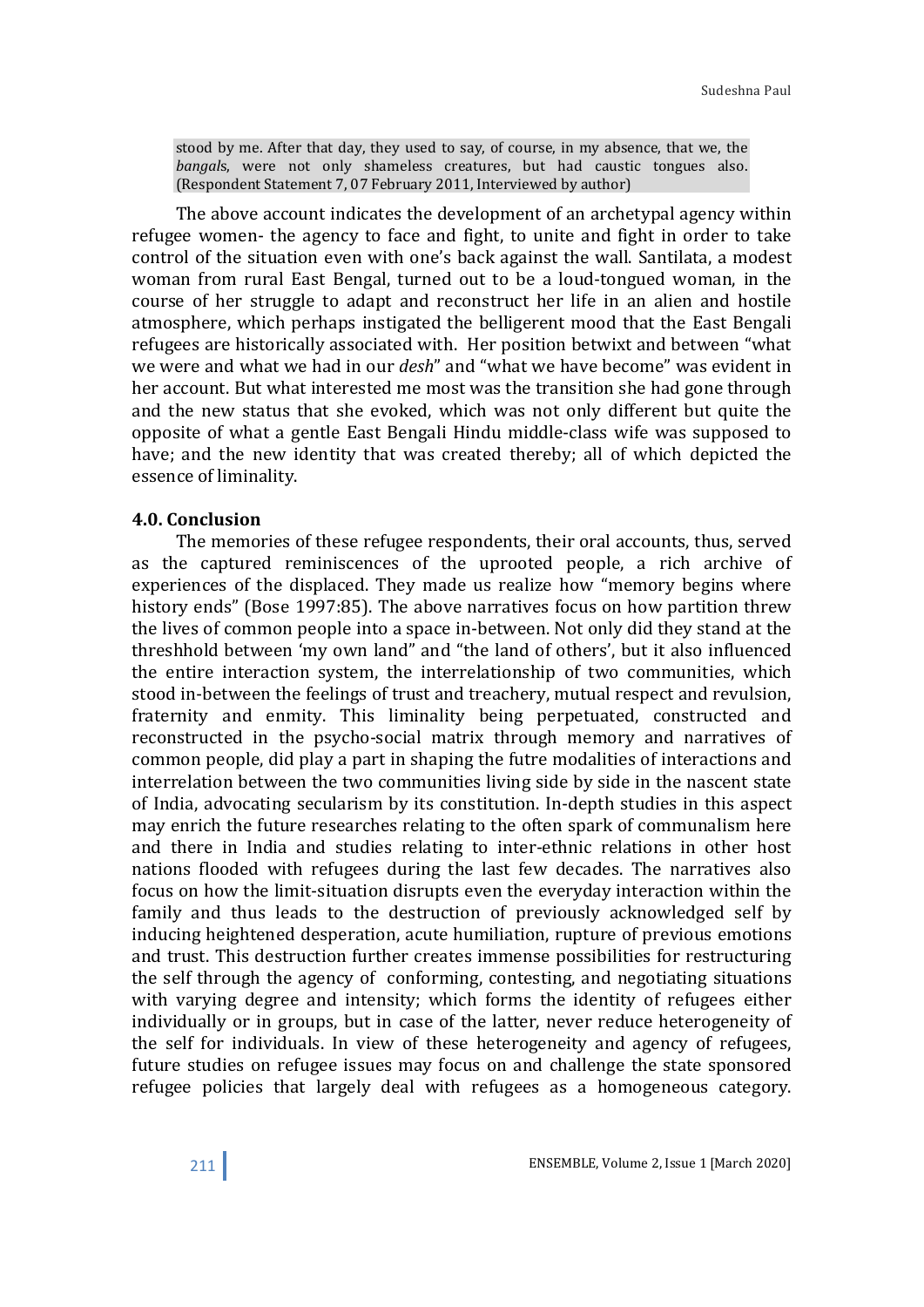> stood by me. After that day, they used to say, of course, in my absence, that we, the *bangals*, were not only shameless creatures, but had caustic tongues also. (Respondent Statement 7, 07 February 2011, Interviewed by author)

The above account indicates the development of an archetypal agency within refugee women- the agency to face and fight, to unite and fight in order to take control of the situation even with one's back against the wall. Santilata, a modest woman from rural East Bengal, turned out to be a loud-tongued woman, in the course of her struggle to adapt and reconstruct her life in an alien and hostile atmosphere, which perhaps instigated the belligerent mood that the East Bengali refugees are historically associated with. Her position betwixt and between "what we were and what we had in our *desh*" and "what we have become" was evident in her account. But what interested me most was the transition she had gone through and the new status that she evoked, which was not only different but quite the opposite of what a gentle East Bengali Hindu middle-class wife was supposed to have; and the new identity that was created thereby; all of which depicted the essence of liminality.

## 4.0. Conclusion

The memories of these refugee respondents, their oral accounts, thus, served as the captured reminiscences of the uprooted people, a rich archive of experiences of the displaced. They made us realize how "memory begins where history ends" (Bose 1997:85). The above narratives focus on how partition threw the lives of common people into a space in-between. Not only did they stand at the threshhold between 'my own land" and "the land of others', but it also influenced the entire interaction system, the interrelationship of two communities, which stood in-between the feelings of trust and treachery, mutual respect and revulsion, fraternity and enmity. This liminality being perpetuated, constructed and reconstructed in the psycho-social matrix through memory and narratives of common people, did play a part in shaping the futre modalities of interactions and interrelation between the two communities living side by side in the nascent state of India, advocating secularism by its constitution. In-depth studies in this aspect may enrich the future researches relating to the often spark of communalism here and there in India and studies relating to inter-ethnic relations in other host nations flooded with refugees during the last few decades. The narratives also focus on how the limit-situation disrupts even the everyday interaction within the family and thus leads to the destruction of previously acknowledged self by inducing heightened desperation, acute humiliation, rupture of previous emotions and trust. This destruction further creates immense possibilities for restructuring the self through the agency of conforming, contesting, and negotiating situations with varying degree and intensity; which forms the identity of refugees either individually or in groups, but in case of the latter, never reduce heterogeneity of the self for individuals. In view of these heterogeneity and agency of refugees, future studies on refugee issues may focus on and challenge the state sponsored refugee policies that largely deal with refugees as a homogeneous category.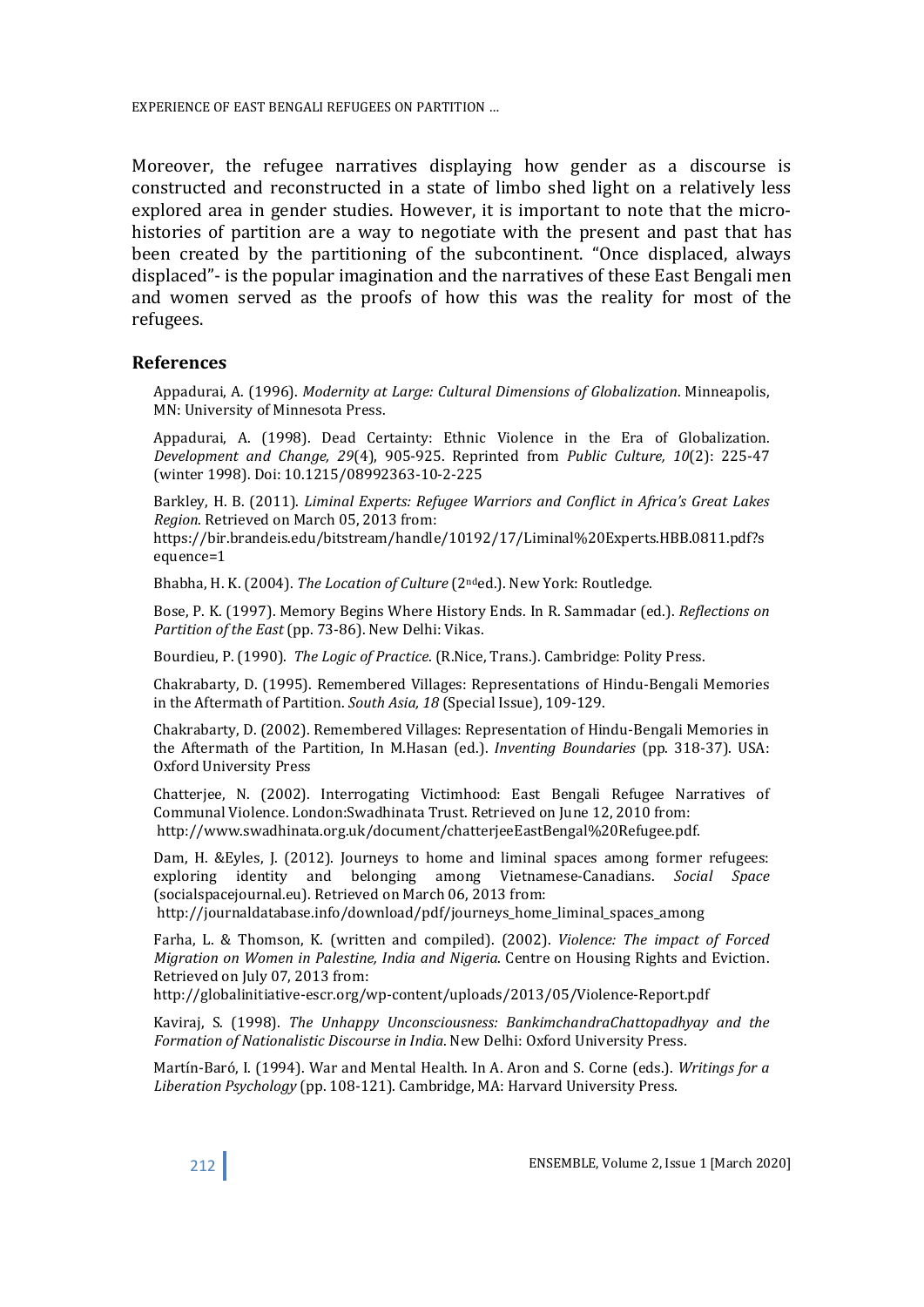Moreover, the refugee narratives displaying how gender as a discourse is constructed and reconstructed in a state of limbo shed light on a relatively less explored area in gender studies. However, it is important to note that the micro-histories of partition are a way to negotiate with the present and past that has been created by the partitioning of the subcontinent. "Once displaced, always displaced"- is the popular imagination and the narratives of these East Bengali men and women served as the proofs of how this was the reality for most of the refugees.

## References

Appadurai, A. (1996). *Modernity at Large: Cultural Dimensions of Globalization*. Minneapolis, MN: University of Minnesota Press.

Appadurai, A. (1998). Dead Certainty: Ethnic Violence in the Era of Globalization. *Development and Change, 29*(4), 905-925. Reprinted from *Public Culture, 10*(2): 225-47 (winter 1998). Doi: 10.1215/08992363-10-2-225

Barkley, H. B. (2011). *Liminal Experts: Refugee Warriors and Conflict in Africa's Great Lakes Region*. Retrieved on March 05, 2013 from: https://bir.brandeis.edu/bitstream/handle/10192/17/Liminal%20Experts.HBB.0811.pdf?sequence=1

Bhabha, H. K. (2004). *The Location of Culture* (2nd ed.). New York: Routledge.

Bose, P. K. (1997). Memory Begins Where History Ends. In R. Sammadar (ed.). *Reflections on Partition of the East* (pp. 73-86). New Delhi: Vikas.

Bourdieu, P. (1990). *The Logic of Practice*. (R.Nice, Trans.). Cambridge: Polity Press.

Chakrabarty, D. (1995). Remembered Villages: Representations of Hindu-Bengali Memories in the Aftermath of Partition. *South Asia, 18* (Special Issue), 109-129.

Chakrabarty, D. (2002). Remembered Villages: Representation of Hindu-Bengali Memories in the Aftermath of the Partition, In M.Hasan (ed.). *Inventing Boundaries* (pp. 318-37). USA: Oxford University Press

Chatterjee, N. (2002). Interrogating Victimhood: East Bengali Refugee Narratives of Communal Violence. London:Swadhinata Trust. Retrieved on June 12, 2010 from: http://www.swadhinata.org.uk/document/chatterjeeEastBengal%20Refugee.pdf.

Dam, H. &Eyles, J. (2012). Journeys to home and liminal spaces among former refugees: exploring identity and belonging among Vietnamese-Canadians. *Social Space* (socialspacejournal.eu). Retrieved on March 06, 2013 from: http://journaldatabase.info/download/pdf/journeys_home_liminal_spaces_among

Farha, L. & Thomson, K. (written and compiled). (2002). *Violence: The impact of Forced Migration on Women in Palestine, India and Nigeria*. Centre on Housing Rights and Eviction. Retrieved on July 07, 2013 from: http://globalinitiative-escr.org/wp-content/uploads/2013/05/Violence-Report.pdf

Kaviraj, S. (1998). *The Unhappy Unconsciousness: BankimchandraChattopadhyay and the Formation of Nationalistic Discourse in India*. New Delhi: Oxford University Press.

Martín-Baró, I. (1994). War and Mental Health. In A. Aron and S. Corne (eds.). *Writings for a Liberation Psychology* (pp. 108-121). Cambridge, MA: Harvard University Press.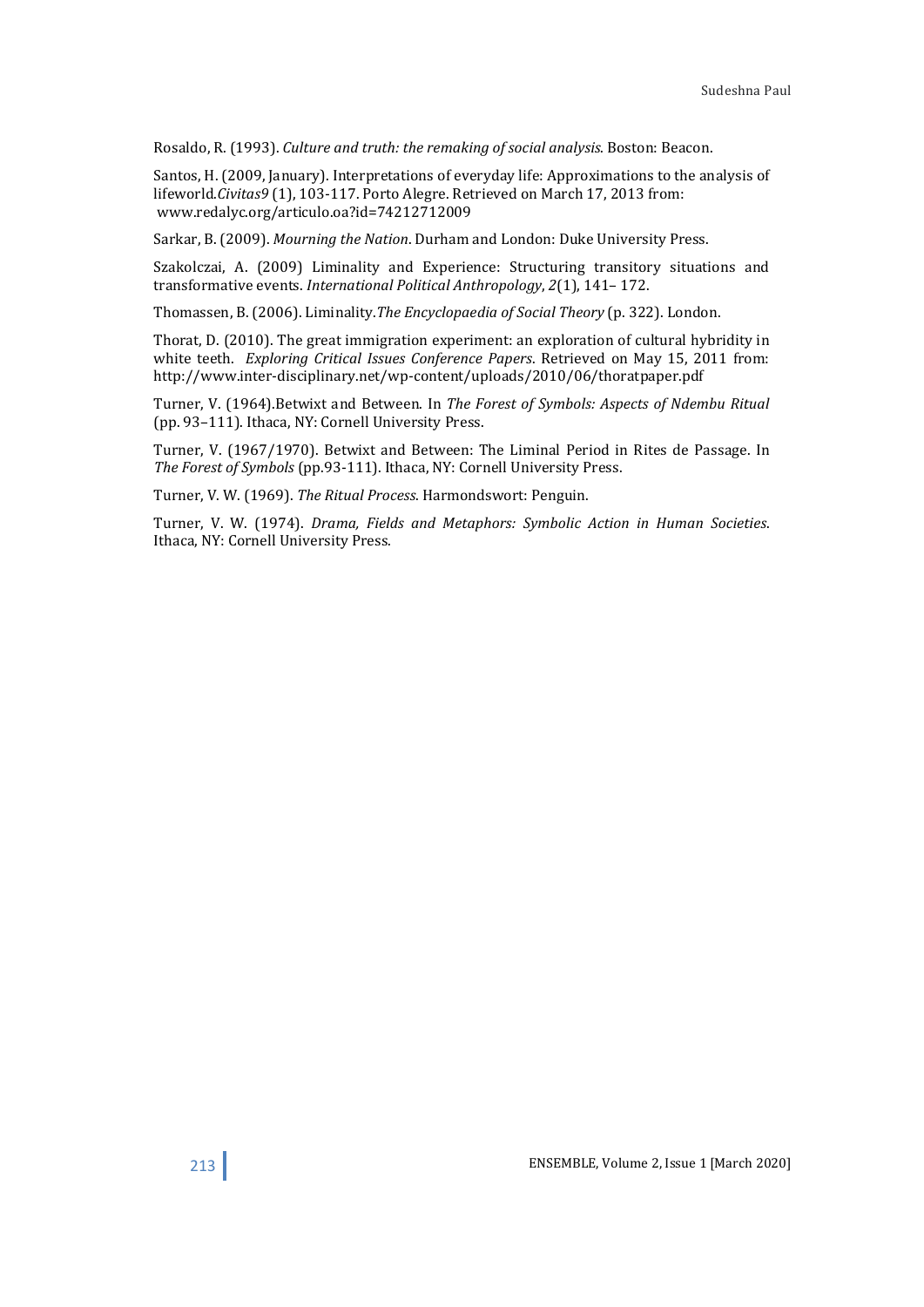Rosaldo, R. (1993). *Culture and truth: the remaking of social analysis*. Boston: Beacon.

Santos, H. (2009, January). Interpretations of everyday life: Approximations to the analysis of lifeworld.*Civitas9* (1), 103-117. Porto Alegre. Retrieved on March 17, 2013 from: www.redalyc.org/articulo.oa?id=74212712009

Sarkar, B. (2009). *Mourning the Nation*. Durham and London: Duke University Press.

Szakolczai, A. (2009) Liminality and Experience: Structuring transitory situations and transformative events. *International Political Anthropology*, *2*(1), 141– 172.

Thomassen, B. (2006). Liminality.*The Encyclopaedia of Social Theory* (p. 322). London.

Thorat, D. (2010). The great immigration experiment: an exploration of cultural hybridity in white teeth. *Exploring Critical Issues Conference Papers*. Retrieved on May 15, 2011 from: http://www.inter-disciplinary.net/wp-content/uploads/2010/06/thoratpaper.pdf

Turner, V. (1964).Betwixt and Between. In *The Forest of Symbols: Aspects of Ndembu Ritual* (pp. 93–111). Ithaca, NY: Cornell University Press.

Turner, V. (1967/1970). Betwixt and Between: The Liminal Period in Rites de Passage. In *The Forest of Symbols* (pp.93-111). Ithaca, NY: Cornell University Press.

Turner, V. W. (1969). *The Ritual Process*. Harmondswort: Penguin.

Turner, V. W. (1974). *Drama, Fields and Metaphors: Symbolic Action in Human Societies*. Ithaca, NY: Cornell University Press.